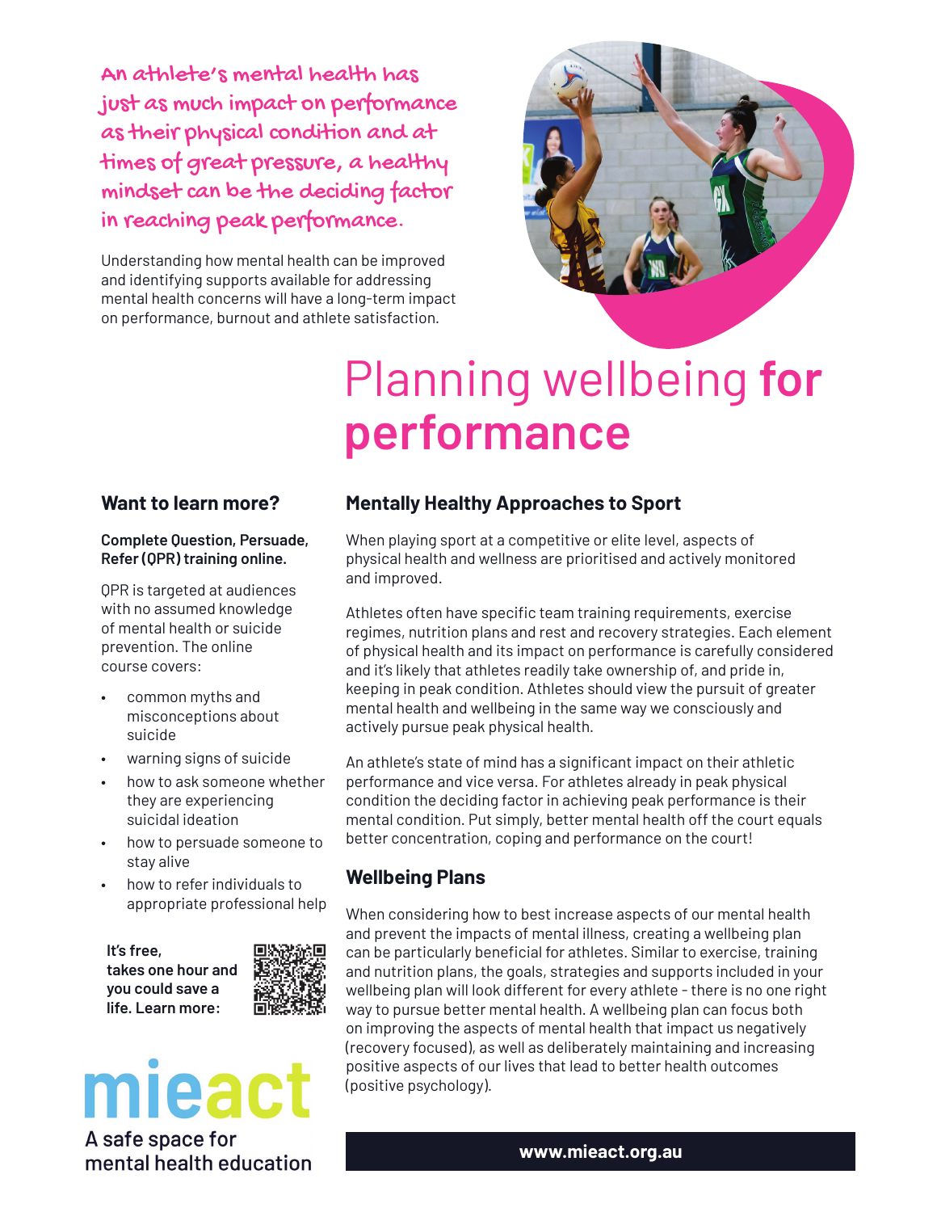An athlete's mental health has just as much impact on performance as their physical condition and at times of great pressure, a healthy mindset can be the deciding factor in reaching peak performance.

Understanding how mental health can be improved and identifying supports available for addressing mental health concerns will have a long-term impact on performance, burnout and athlete satisfaction.

# Planning wellbeing **for performance**

## Mentally Healthy Approaches to Sport

When playing sport at a competitive or elite level, aspects of physical health and wellness are prioritised and actively monitored and improved.

Athletes often have specific team training requirements, exercise regimes, nutrition plans and rest and recovery strategies. Each element of physical health and its impact on performance is carefully considered and it's likely that athletes readily take ownership of, and pride in, keeping in peak condition. Athletes should view the pursuit of greater mental health and wellbeing in the same way we consciously and actively pursue peak physical health.

An athlete's state of mind has a significant impact on their athletic performance and vice versa. For athletes already in peak physical condition the deciding factor in achieving peak performance is their mental condition. Put simply, better mental health off the court equals better concentration, coping and performance on the court!

## Wellbeing Plans

When considering how to best increase aspects of our mental health and prevent the impacts of mental illness, creating a wellbeing plan can be particularly beneficial for athletes. Similar to exercise, training and nutrition plans, the goals, strategies and supports included in your wellbeing plan will look different for every athlete - there is no one right way to pursue better mental health. A wellbeing plan can focus both on improving the aspects of mental health that impact us negatively (recovery focused), as well as deliberately maintaining and increasing positive aspects of our lives that lead to better health outcomes (positive psychology).

## Want to learn more?

**Complete Question, Persuade, Refer (QPR) training online.**

QPR is targeted at audiences with no assumed knowledge of mental health or suicide prevention. The online course covers:

- common myths and misconceptions about suicide
- warning signs of suicide
- how to ask someone whether they are experiencing suicidal ideation
- how to persuade someone to stay alive
- how to refer individuals to appropriate professional help

**It's free, takes one hour and you could save a life. Learn more:**

mieact

A safe space for mental health education

**www.mieact.org.au**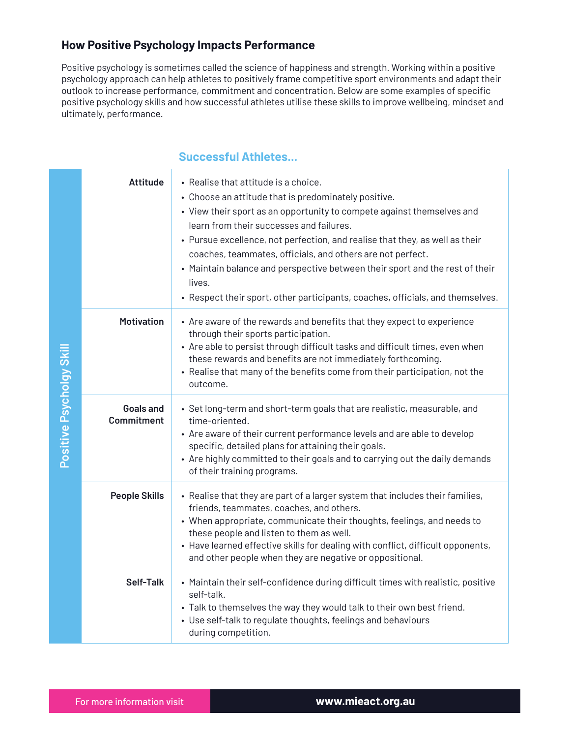## How Positive Psychology Impacts Performance

Positive psychology is sometimes called the science of happiness and strength. Working within a positive psychology approach can help athletes to positively frame competitive sport environments and adapt their outlook to increase performance, commitment and concentration. Below are some examples of specific positive psychology skills and how successful athletes utilise these skills to improve wellbeing, mindset and ultimately, performance.

### Successful Athletes...

| Positive Psychology Skill | Successful Athletes... |
|---|---|
| **Attitude** | • Realise that attitude is a choice.<br>• Choose an attitude that is predominately positive.<br>• View their sport as an opportunity to compete against themselves and learn from their successes and failures.<br>• Pursue excellence, not perfection, and realise that they, as well as their coaches, teammates, officials, and others are not perfect.<br>• Maintain balance and perspective between their sport and the rest of their lives.<br>• Respect their sport, other participants, coaches, officials, and themselves. |
| **Motivation** | • Are aware of the rewards and benefits that they expect to experience through their sports participation.<br>• Are able to persist through difficult tasks and difficult times, even when these rewards and benefits are not immediately forthcoming.<br>• Realise that many of the benefits come from their participation, not the outcome. |
| **Goals and Commitment** | • Set long-term and short-term goals that are realistic, measurable, and time-oriented.<br>• Are aware of their current performance levels and are able to develop specific, detailed plans for attaining their goals.<br>• Are highly committed to their goals and to carrying out the daily demands of their training programs. |
| **People Skills** | • Realise that they are part of a larger system that includes their families, friends, teammates, coaches, and others.<br>• When appropriate, communicate their thoughts, feelings, and needs to these people and listen to them as well.<br>• Have learned effective skills for dealing with conflict, difficult opponents, and other people when they are negative or oppositional. |
| **Self-Talk** | • Maintain their self-confidence during difficult times with realistic, positive self-talk.<br>• Talk to themselves the way they would talk to their own best friend.<br>• Use self-talk to regulate thoughts, feelings and behaviours during competition. |

For more information visit **www.mieact.org.au**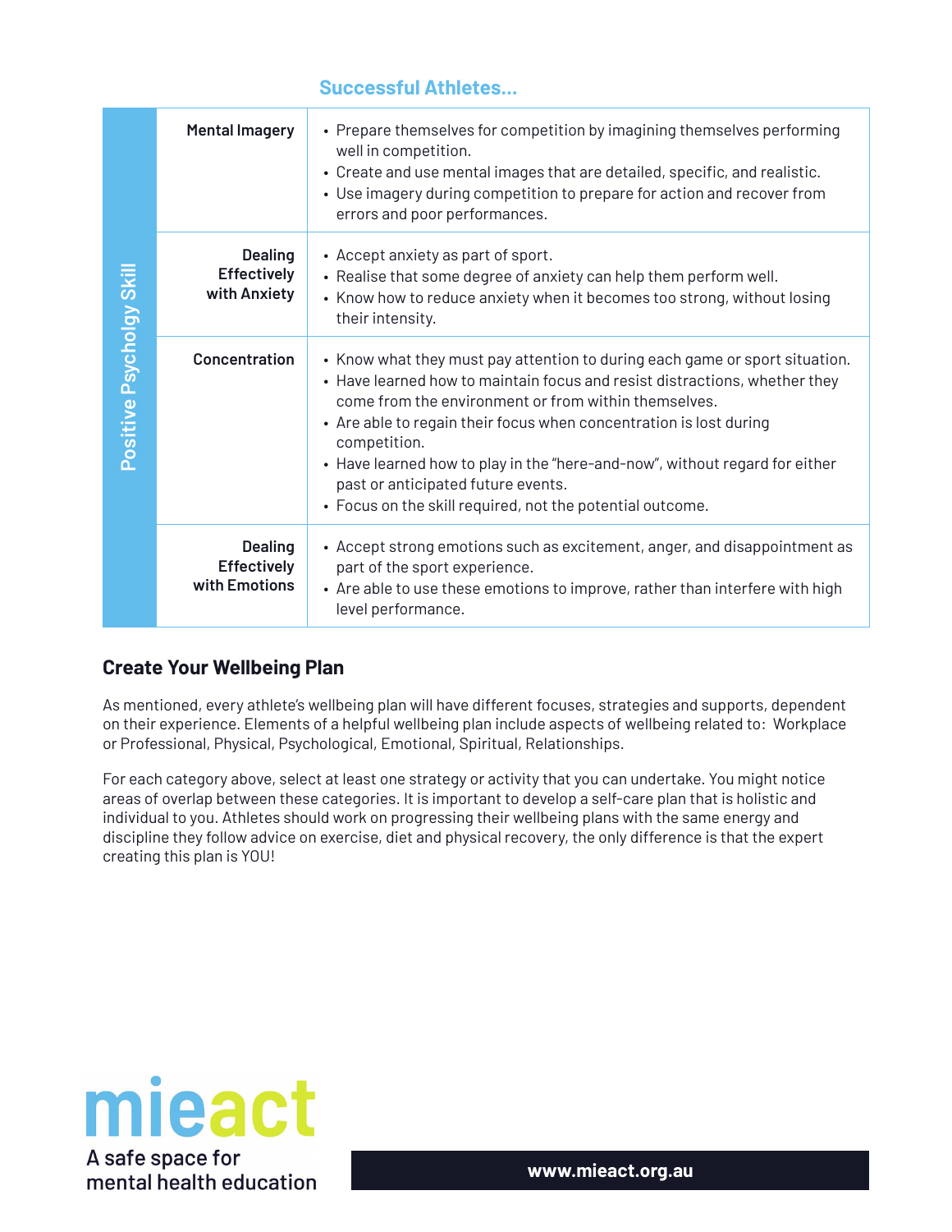### Successful Athletes...

| Positive Psychology Skill | | |
|---|---|---|
| | **Mental Imagery** | • Prepare themselves for competition by imagining themselves performing well in competition.<br>• Create and use mental images that are detailed, specific, and realistic.<br>• Use imagery during competition to prepare for action and recover from errors and poor performances. |
| | **Dealing Effectively with Anxiety** | • Accept anxiety as part of sport.<br>• Realise that some degree of anxiety can help them perform well.<br>• Know how to reduce anxiety when it becomes too strong, without losing their intensity. |
| | **Concentration** | • Know what they must pay attention to during each game or sport situation.<br>• Have learned how to maintain focus and resist distractions, whether they come from the environment or from within themselves.<br>• Are able to regain their focus when concentration is lost during competition.<br>• Have learned how to play in the "here-and-now", without regard for either past or anticipated future events.<br>• Focus on the skill required, not the potential outcome. |
| | **Dealing Effectively with Emotions** | • Accept strong emotions such as excitement, anger, and disappointment as part of the sport experience.<br>• Are able to use these emotions to improve, rather than interfere with high level performance. |

## Create Your Wellbeing Plan

As mentioned, every athlete's wellbeing plan will have different focuses, strategies and supports, dependent on their experience. Elements of a helpful wellbeing plan include aspects of wellbeing related to: Workplace or Professional, Physical, Psychological, Emotional, Spiritual, Relationships.

For each category above, select at least one strategy or activity that you can undertake. You might notice areas of overlap between these categories. It is important to develop a self-care plan that is holistic and individual to you. Athletes should work on progressing their wellbeing plans with the same energy and discipline they follow advice on exercise, diet and physical recovery, the only difference is that the expert creating this plan is YOU!

mieact
A safe space for mental health education

www.mieact.org.au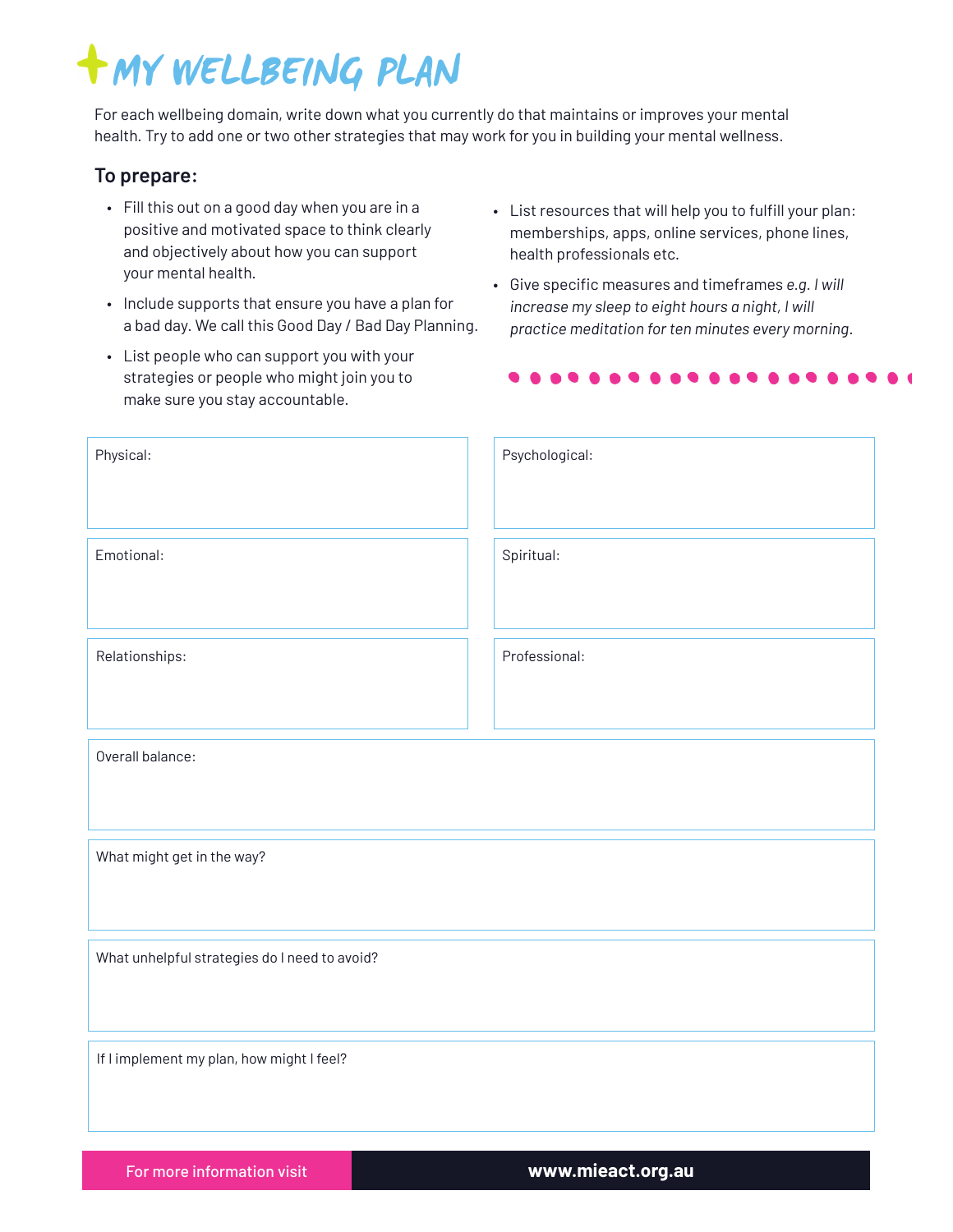# MY WELLBEING PLAN

For each wellbeing domain, write down what you currently do that maintains or improves your mental health. Try to add one or two other strategies that may work for you in building your mental wellness.

## To prepare:

- Fill this out on a good day when you are in a positive and motivated space to think clearly and objectively about how you can support your mental health.
- Include supports that ensure you have a plan for a bad day. We call this Good Day / Bad Day Planning.
- List people who can support you with your strategies or people who might join you to make sure you stay accountable.
- List resources that will help you to fulfill your plan: memberships, apps, online services, phone lines, health professionals etc.
- Give specific measures and timeframes *e.g. I will increase my sleep to eight hours a night, I will practice meditation for ten minutes every morning.*

| | |
|---|---|
| Physical: | Psychological: |
| Emotional: | Spiritual: |
| Relationships: | Professional: |

Overall balance:

What might get in the way?

What unhelpful strategies do I need to avoid?

If I implement my plan, how might I feel?

For more information visit **www.mieact.org.au**